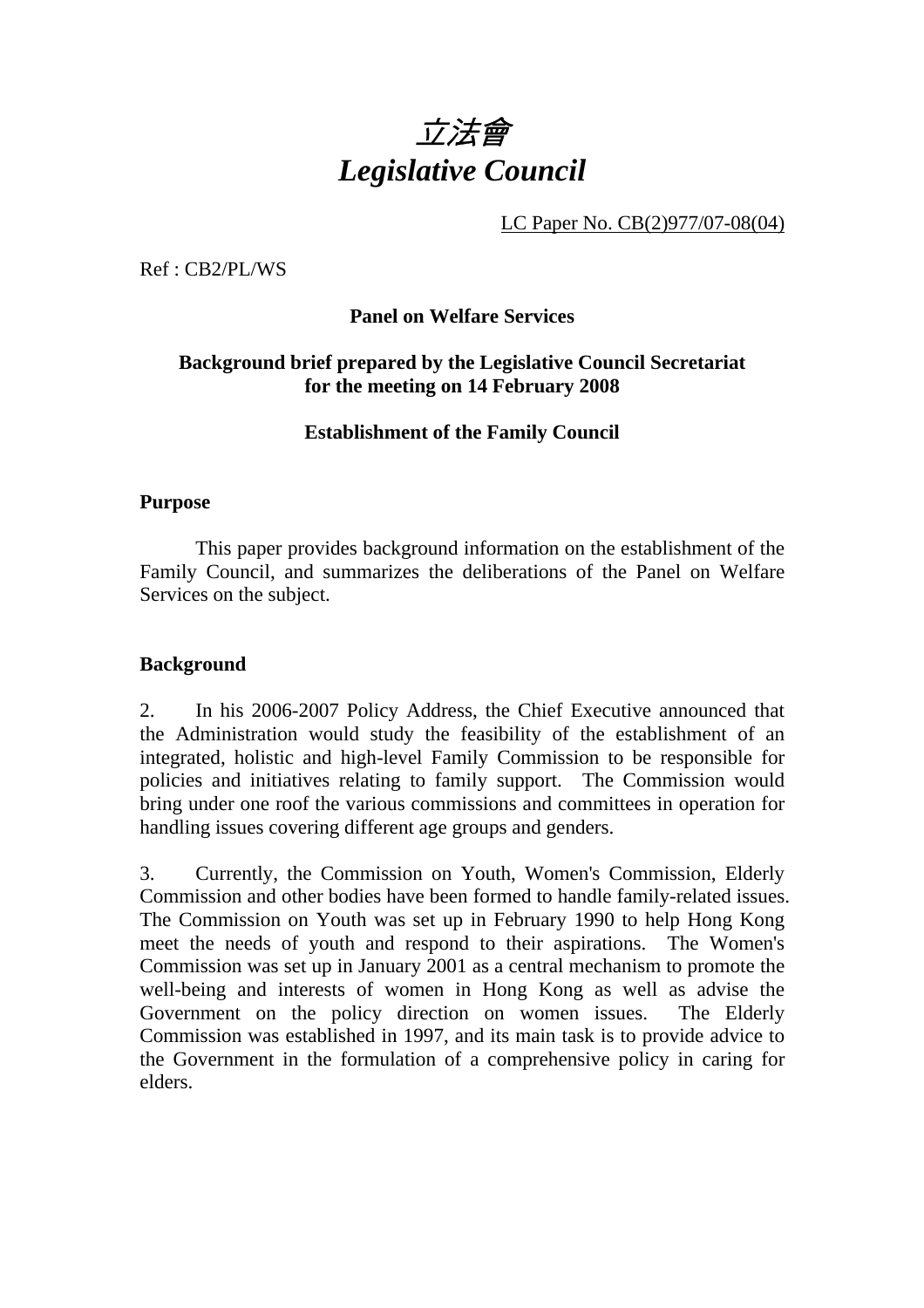# *立法會*
# *Legislative Council*

LC Paper No. CB(2)977/07-08(04)

Ref : CB2/PL/WS

**Panel on Welfare Services**

**Background brief prepared by the Legislative Council Secretariat for the meeting on 14 February 2008**

**Establishment of the Family Council**

## Purpose

This paper provides background information on the establishment of the Family Council, and summarizes the deliberations of the Panel on Welfare Services on the subject.

## Background

2. In his 2006-2007 Policy Address, the Chief Executive announced that the Administration would study the feasibility of the establishment of an integrated, holistic and high-level Family Commission to be responsible for policies and initiatives relating to family support. The Commission would bring under one roof the various commissions and committees in operation for handling issues covering different age groups and genders.

3. Currently, the Commission on Youth, Women's Commission, Elderly Commission and other bodies have been formed to handle family-related issues. The Commission on Youth was set up in February 1990 to help Hong Kong meet the needs of youth and respond to their aspirations. The Women's Commission was set up in January 2001 as a central mechanism to promote the well-being and interests of women in Hong Kong as well as advise the Government on the policy direction on women issues. The Elderly Commission was established in 1997, and its main task is to provide advice to the Government in the formulation of a comprehensive policy in caring for elders.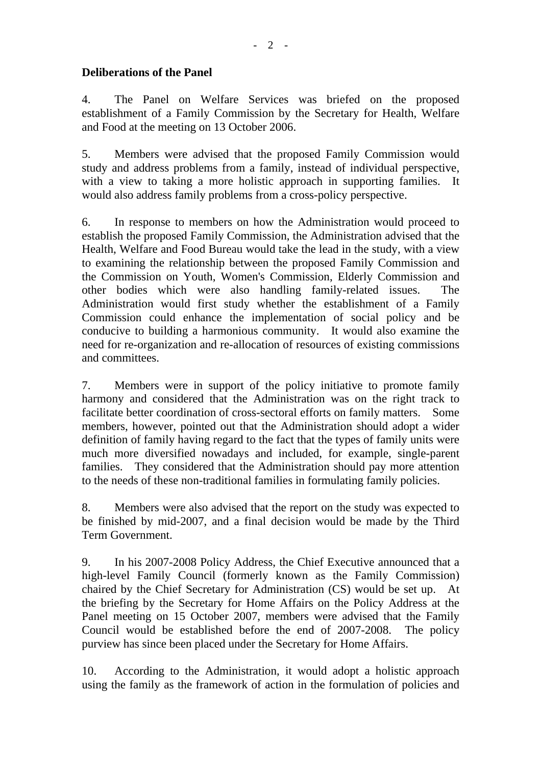**Deliberations of the Panel**

4. The Panel on Welfare Services was briefed on the proposed establishment of a Family Commission by the Secretary for Health, Welfare and Food at the meeting on 13 October 2006.

5. Members were advised that the proposed Family Commission would study and address problems from a family, instead of individual perspective, with a view to taking a more holistic approach in supporting families. It would also address family problems from a cross-policy perspective.

6. In response to members on how the Administration would proceed to establish the proposed Family Commission, the Administration advised that the Health, Welfare and Food Bureau would take the lead in the study, with a view to examining the relationship between the proposed Family Commission and the Commission on Youth, Women's Commission, Elderly Commission and other bodies which were also handling family-related issues. The Administration would first study whether the establishment of a Family Commission could enhance the implementation of social policy and be conducive to building a harmonious community. It would also examine the need for re-organization and re-allocation of resources of existing commissions and committees.

7. Members were in support of the policy initiative to promote family harmony and considered that the Administration was on the right track to facilitate better coordination of cross-sectoral efforts on family matters. Some members, however, pointed out that the Administration should adopt a wider definition of family having regard to the fact that the types of family units were much more diversified nowadays and included, for example, single-parent families. They considered that the Administration should pay more attention to the needs of these non-traditional families in formulating family policies.

8. Members were also advised that the report on the study was expected to be finished by mid-2007, and a final decision would be made by the Third Term Government.

9. In his 2007-2008 Policy Address, the Chief Executive announced that a high-level Family Council (formerly known as the Family Commission) chaired by the Chief Secretary for Administration (CS) would be set up. At the briefing by the Secretary for Home Affairs on the Policy Address at the Panel meeting on 15 October 2007, members were advised that the Family Council would be established before the end of 2007-2008. The policy purview has since been placed under the Secretary for Home Affairs.

10. According to the Administration, it would adopt a holistic approach using the family as the framework of action in the formulation of policies and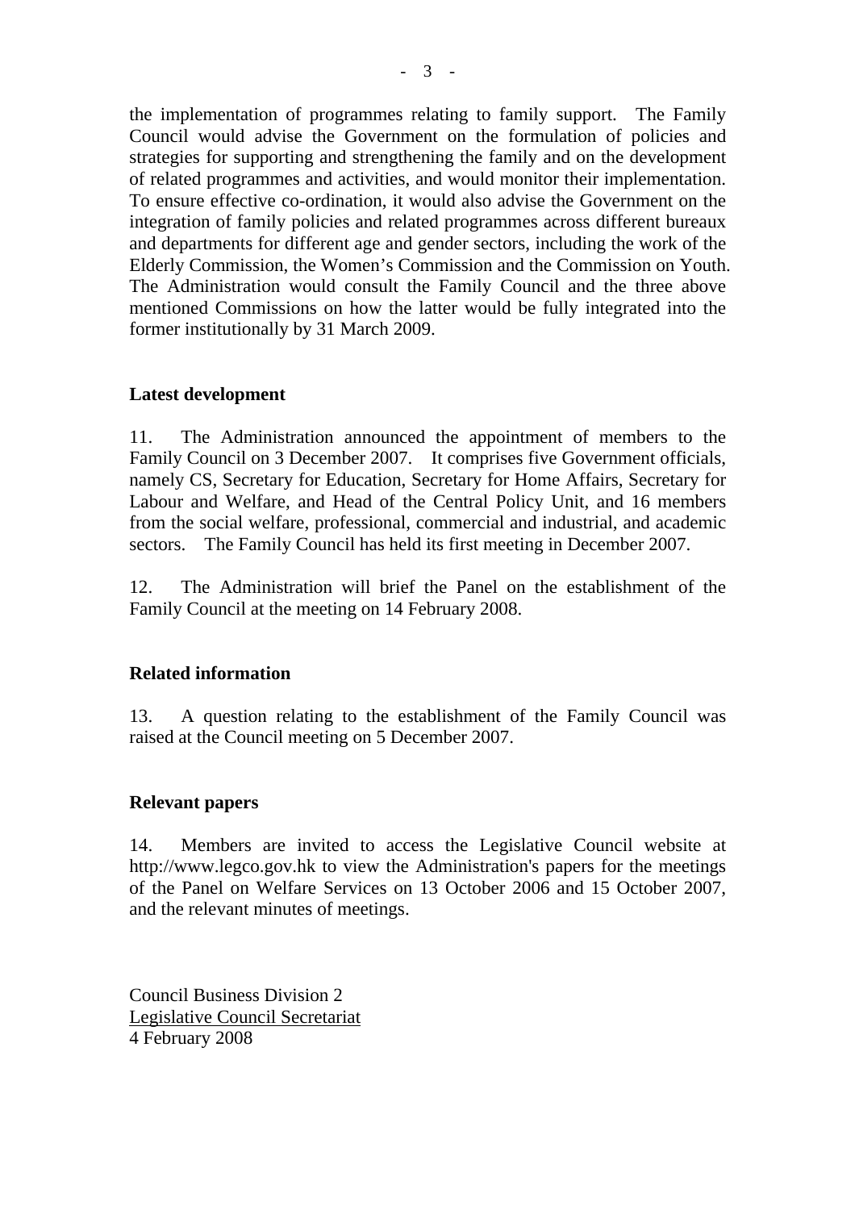the implementation of programmes relating to family support. The Family Council would advise the Government on the formulation of policies and strategies for supporting and strengthening the family and on the development of related programmes and activities, and would monitor their implementation. To ensure effective co-ordination, it would also advise the Government on the integration of family policies and related programmes across different bureaux and departments for different age and gender sectors, including the work of the Elderly Commission, the Women's Commission and the Commission on Youth. The Administration would consult the Family Council and the three above mentioned Commissions on how the latter would be fully integrated into the former institutionally by 31 March 2009.

**Latest development**

11. The Administration announced the appointment of members to the Family Council on 3 December 2007. It comprises five Government officials, namely CS, Secretary for Education, Secretary for Home Affairs, Secretary for Labour and Welfare, and Head of the Central Policy Unit, and 16 members from the social welfare, professional, commercial and industrial, and academic sectors. The Family Council has held its first meeting in December 2007.

12. The Administration will brief the Panel on the establishment of the Family Council at the meeting on 14 February 2008.

**Related information**

13. A question relating to the establishment of the Family Council was raised at the Council meeting on 5 December 2007.

**Relevant papers**

14. Members are invited to access the Legislative Council website at http://www.legco.gov.hk to view the Administration's papers for the meetings of the Panel on Welfare Services on 13 October 2006 and 15 October 2007, and the relevant minutes of meetings.

Council Business Division 2
Legislative Council Secretariat
4 February 2008